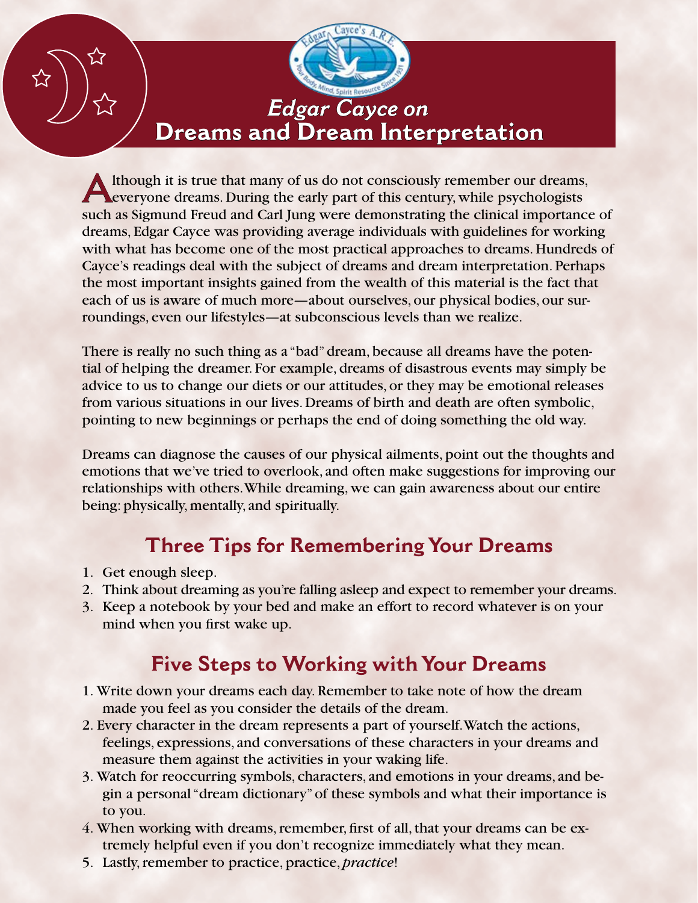# *Edgar Cayce on*
# Dreams and Dream Interpretation

Although it is true that many of us do not consciously remember our dreams, everyone dreams. During the early part of this century, while psychologists such as Sigmund Freud and Carl Jung were demonstrating the clinical importance of dreams, Edgar Cayce was providing average individuals with guidelines for working with what has become one of the most practical approaches to dreams. Hundreds of Cayce's readings deal with the subject of dreams and dream interpretation. Perhaps the most important insights gained from the wealth of this material is the fact that each of us is aware of much more—about ourselves, our physical bodies, our surroundings, even our lifestyles—at subconscious levels than we realize.

There is really no such thing as a "bad" dream, because all dreams have the potential of helping the dreamer. For example, dreams of disastrous events may simply be advice to us to change our diets or our attitudes, or they may be emotional releases from various situations in our lives. Dreams of birth and death are often symbolic, pointing to new beginnings or perhaps the end of doing something the old way.

Dreams can diagnose the causes of our physical ailments, point out the thoughts and emotions that we've tried to overlook, and often make suggestions for improving our relationships with others. While dreaming, we can gain awareness about our entire being: physically, mentally, and spiritually.

## Three Tips for Remembering Your Dreams

1. Get enough sleep.
2. Think about dreaming as you're falling asleep and expect to remember your dreams.
3. Keep a notebook by your bed and make an effort to record whatever is on your mind when you first wake up.

## Five Steps to Working with Your Dreams

1. Write down your dreams each day. Remember to take note of how the dream made you feel as you consider the details of the dream.
2. Every character in the dream represents a part of yourself. Watch the actions, feelings, expressions, and conversations of these characters in your dreams and measure them against the activities in your waking life.
3. Watch for reoccurring symbols, characters, and emotions in your dreams, and begin a personal "dream dictionary" of these symbols and what their importance is to you.
4. When working with dreams, remember, first of all, that your dreams can be extremely helpful even if you don't recognize immediately what they mean.
5. Lastly, remember to practice, practice, *practice*!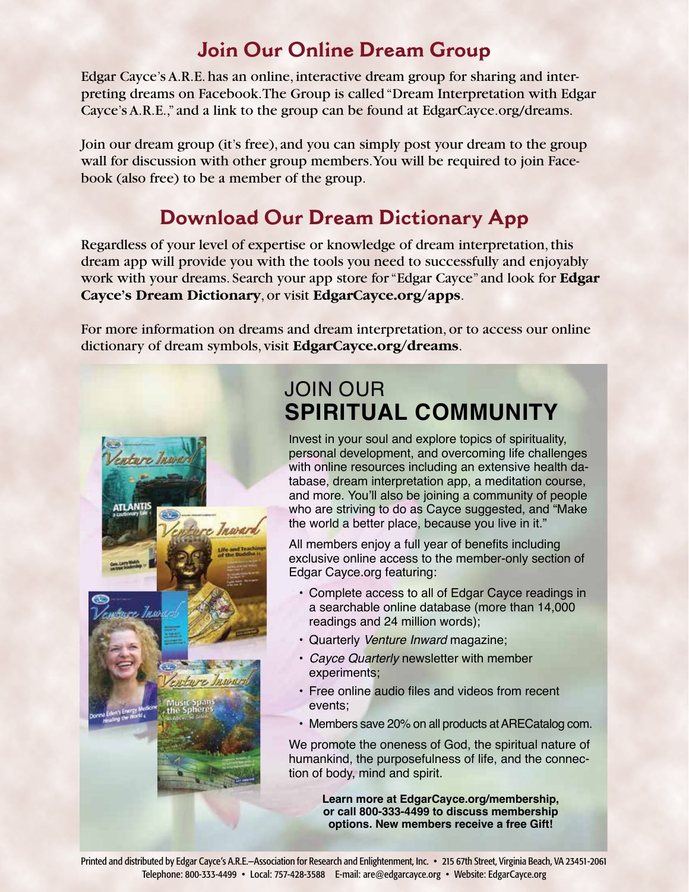## Join Our Online Dream Group

Edgar Cayce's A.R.E. has an online, interactive dream group for sharing and interpreting dreams on Facebook. The Group is called "Dream Interpretation with Edgar Cayce's A.R.E.," and a link to the group can be found at EdgarCayce.org/dreams.

Join our dream group (it's free), and you can simply post your dream to the group wall for discussion with other group members. You will be required to join Facebook (also free) to be a member of the group.

## Download Our Dream Dictionary App

Regardless of your level of expertise or knowledge of dream interpretation, this dream app will provide you with the tools you need to successfully and enjoyably work with your dreams. Search your app store for "Edgar Cayce" and look for **Edgar Cayce's Dream Dictionary**, or visit **EdgarCayce.org/apps**.

For more information on dreams and dream interpretation, or to access our online dictionary of dream symbols, visit **EdgarCayce.org/dreams**.

## JOIN OUR **SPIRITUAL COMMUNITY**

Invest in your soul and explore topics of spirituality, personal development, and overcoming life challenges with online resources including an extensive health database, dream interpretation app, a meditation course, and more. You'll also be joining a community of people who are striving to do as Cayce suggested, and "Make the world a better place, because you live in it."

All members enjoy a full year of benefits including exclusive online access to the member-only section of Edgar Cayce.org featuring:

- Complete access to all of Edgar Cayce readings in a searchable online database (more than 14,000 readings and 24 million words);
- Quarterly *Venture Inward* magazine;
- *Cayce Quarterly* newsletter with member experiments;
- Free online audio files and videos from recent events;
- Members save 20% on all products at ARECatalog com.

We promote the oneness of God, the spiritual nature of humankind, the purposefulness of life, and the connection of body, mind and spirit.

**Learn more at EdgarCayce.org/membership, or call 800-333-4499 to discuss membership options. New members receive a free Gift!**

Printed and distributed by Edgar Cayce's A.R.E.–Association for Research and Enlightenment, Inc. • 215 67th Street, Virginia Beach, VA 23451-2061
Telephone: 800-333-4499 • Local: 757-428-3588 E-mail: are@edgarcayce.org • Website: EdgarCayce.org